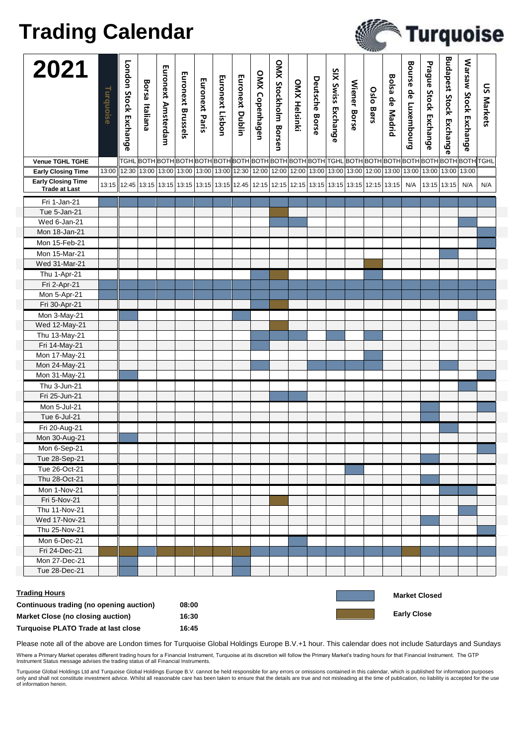# Trading Calendar

**Turquoise**

| 2021 | Turquoise | London Stock Exchange | Borsa Italiana | Euronext Amsterdam | Euronext Brussels | Euronext Paris | Euronext Lisbon | Euronext Dublin | OMX Copenhagen | OMX Stockholm Borsen | OMX Helsinki | Deutsche Borse | SIX Swiss Exchange | Wiener Borse | Oslo Børs | Bolsa de Madrid | Bourse de Luxembourg | Prague Stock Exchange | Budapest Stock Exchange | Warsaw Stock Exchange | US Markets |
|---|---|---|---|---|---|---|---|---|---|---|---|---|---|---|---|---|---|---|---|---|---|
| **Venue TGHL TGHE** | | TGHL | BOTH | BOTH | BOTH | BOTH | BOTH | BOTH | BOTH | BOTH | BOTH | BOTH | TGHL | BOTH | BOTH | BOTH | BOTH | BOTH | BOTH | BOTH | TGHL |
| **Early Closing Time** | 13:00 | 12:30 | 13:00 | 13:00 | 13:00 | 13:00 | 13:00 | 12:30 | 12:00 | 12:00 | 12:00 | 13:00 | 13:00 | 13:00 | 12:00 | 13:00 | 13:00 | 13:00 | 13:00 | 13:00 | |
| **Early Closing Time Trade at Last** | 13:15 | 12:45 | 13:15 | 13:15 | 13:15 | 13:15 | 13:15 | 12.45 | 12:15 | 12:15 | 12:15 | 13:15 | 13:15 | 13:15 | 12:15 | 13:15 | N/A | 13:15 | 13:15 | N/A | N/A |
| Fri 1-Jan-21 | Closed | Closed | Closed | Closed | Closed | Closed | Closed | Closed | Closed | Closed | Closed | Closed | Closed | Closed | Closed | Closed | Closed | Closed | Closed | Closed | Closed |
| Tue 5-Jan-21 | | | | | | | | | | Early Close | | | | | | | | | | | |
| Wed 6-Jan-21 | | | | | | | | | | Closed | Closed | | | | | | | | | Closed | |
| Mon 18-Jan-21 | | | | | | | | | | | | | | | | | | | | | Closed |
| Mon 15-Feb-21 | | | | | | | | | | | | | | | | | | | | | Closed |
| Mon 15-Mar-21 | | | | | | | | | | | | | | | | | | | Closed | | |
| Wed 31-Mar-21 | | | | | | | | | | | | | | | Early Close | | | | | | |
| Thu 1-Apr-21 | | | | | | | | | Closed | Early Close | | | | | Closed | | | | | | |
| Fri 2-Apr-21 | Closed | Closed | Closed | Closed | Closed | Closed | Closed | Closed | Closed | Closed | Closed | Closed | Closed | Closed | Closed | Closed | Closed | Closed | Closed | Closed | Closed |
| Mon 5-Apr-21 | Closed | Closed | Closed | Closed | Closed | Closed | Closed | Closed | Closed | Closed | Closed | Closed | Closed | Closed | Closed | Closed | Closed | Closed | Closed | Closed | |
| Fri 30-Apr-21 | | | | | | | | | Closed | Early Close | | | | | | | | | | | |
| Mon 3-May-21 | | Closed | | | | | | Closed | | | | | | | | | | | | Closed | |
| Wed 12-May-21 | | | | | | | | | | Early Close | | | | | | | | | | | |
| Thu 13-May-21 | | | | | | | | | Closed | Closed | Closed | | Closed | | Closed | | | | | | |
| Fri 14-May-21 | | | | | | | | | Closed | | | | | | | | | | | | |
| Mon 17-May-21 | | | | | | | | | | | | | | | Closed | | | | | | |
| Mon 24-May-21 | | | | | | | | | Closed | | | Closed | Closed | Closed | Closed | | | | Closed | | |
| Mon 31-May-21 | | Closed | | | | | | | | | | | | | | | | | | | Closed |
| Thu 3-Jun-21 | | | | | | | | | | | | | | | | | | | | Closed | |
| Fri 25-Jun-21 | | | | | | | | | | Closed | Closed | | | | | | | | | | |
| Mon 5-Jul-21 | | | | | | | | | | | | | | | | | | Closed | | | Closed |
| Tue 6-Jul-21 | | | | | | | | | | | | | | | | | | Closed | | | |
| Fri 20-Aug-21 | | | | | | | | | | | | | | | | | | | Closed | | |
| Mon 30-Aug-21 | | Closed | | | | | | | | | | | | | | | | | | | |
| Mon 6-Sep-21 | | | | | | | | | | | | | | | | | | | | | Closed |
| Tue 28-Sep-21 | | | | | | | | | | | | | | | | | | Closed | | | |
| Tue 26-Oct-21 | | | | | | | | | | | | | | Closed | | | | | | | |
| Thu 28-Oct-21 | | | | | | | | | | | | | | | | | | Closed | | | |
| Mon 1-Nov-21 | | | | | | | | | | | | | | | | | | | Closed | Closed | |
| Fri 5-Nov-21 | | | | | | | | | | Early Close | | | | | | | | | | | |
| Thu 11-Nov-21 | | | | | | | | | | | | | | | | | | | | Closed | |
| Wed 17-Nov-21 | | | | | | | | | | | | | | | | | | Closed | | | |
| Thu 25-Nov-21 | | | | | | | | | | | | | | | | | | | | | Closed |
| Mon 6-Dec-21 | | | | | | | | | | | Closed | | | | | | | | | | |
| Fri 24-Dec-21 | Early Close | Early Close | Closed | Early Close | Early Close | Early Close | Early Close | Early Close | Closed | Closed | Closed | Closed | Closed | Closed | Closed | Closed | Early Close | Closed | Closed | Closed | Closed |
| Mon 27-Dec-21 | | Closed | | | | | | Closed | | | | | | | | | | | | | |
| Tue 28-Dec-21 | | Closed | | | | | | Closed | | | | | | | | | | | | | |

**Trading Hours**

| | |
|---|---|
| **Continuous trading (no opening auction)** | **08:00** |
| **Market Close (no closing auction)** | **16:30** |
| **Turquoise PLATO Trade at last close** | **16:45** |

**Market Closed**

**Early Close**

Please note all of the above are London times for Turquoise Global Holdings Europe B.V.+1 hour. This calendar does not include Saturdays and Sundays

Where a Primary Market operates different trading hours for a Financial Instrument, Turquoise at its discretion will follow the Primary Market's trading hours for that Financial Instrument. The GTP Instrument Status message advises the trading status of all Financial Instruments.

Turquoise Global Holdings Ltd and Turquoise Global Holdings Europe B.V. cannot be held responsible for any errors or omissions contained in this calendar, which is published for information purposes only and shall not constitute investment advice. Whilst all reasonable care has been taken to ensure that the details are true and not misleading at the time of publication, no liability is accepted for the use of information herein.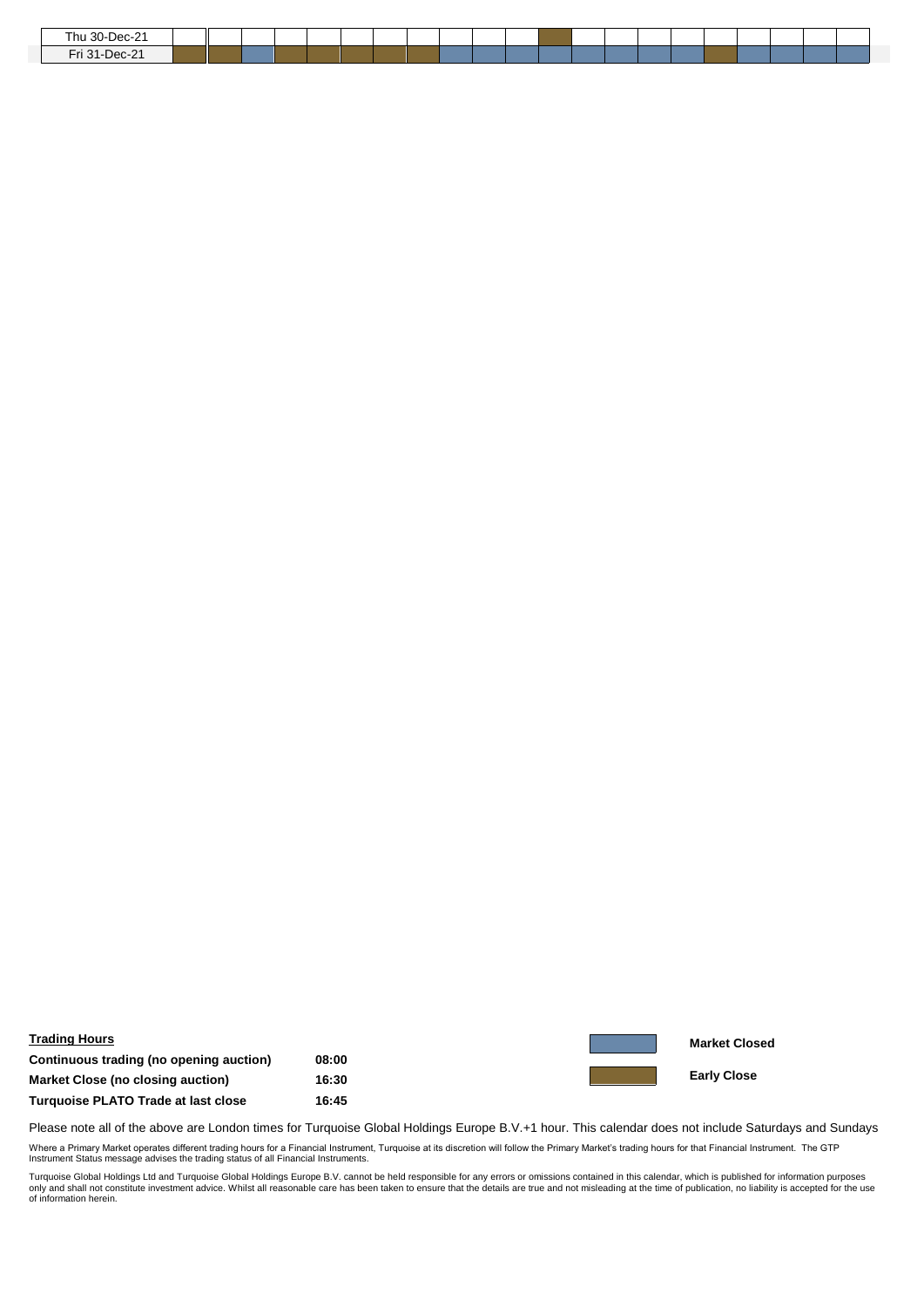| | | | | | | | | | | | | | | | | | | | | | |
|---|---|---|---|---|---|---|---|---|---|---|---|---|---|---|---|---|---|---|---|---|---|
| Thu 30-Dec-21 | | | | | | | | | | | | | | | | | | | | | |
| Fri 31-Dec-21 | | | | | | | | | | | | | | | | | | | | | |

**Trading Hours**

| | |
|---|---|
| **Continuous trading (no opening auction)** | **08:00** |
| **Market Close (no closing auction)** | **16:30** |
| **Turquoise PLATO Trade at last close** | **16:45** |

**Market Closed**

**Early Close**

Please note all of the above are London times for Turquoise Global Holdings Europe B.V.+1 hour. This calendar does not include Saturdays and Sundays

Where a Primary Market operates different trading hours for a Financial Instrument, Turquoise at its discretion will follow the Primary Market's trading hours for that Financial Instrument. The GTP Instrument Status message advises the trading status of all Financial Instruments.

Turquoise Global Holdings Ltd and Turquoise Global Holdings Europe B.V. cannot be held responsible for any errors or omissions contained in this calendar, which is published for information purposes only and shall not constitute investment advice. Whilst all reasonable care has been taken to ensure that the details are true and not misleading at the time of publication, no liability is accepted for the use of information herein.